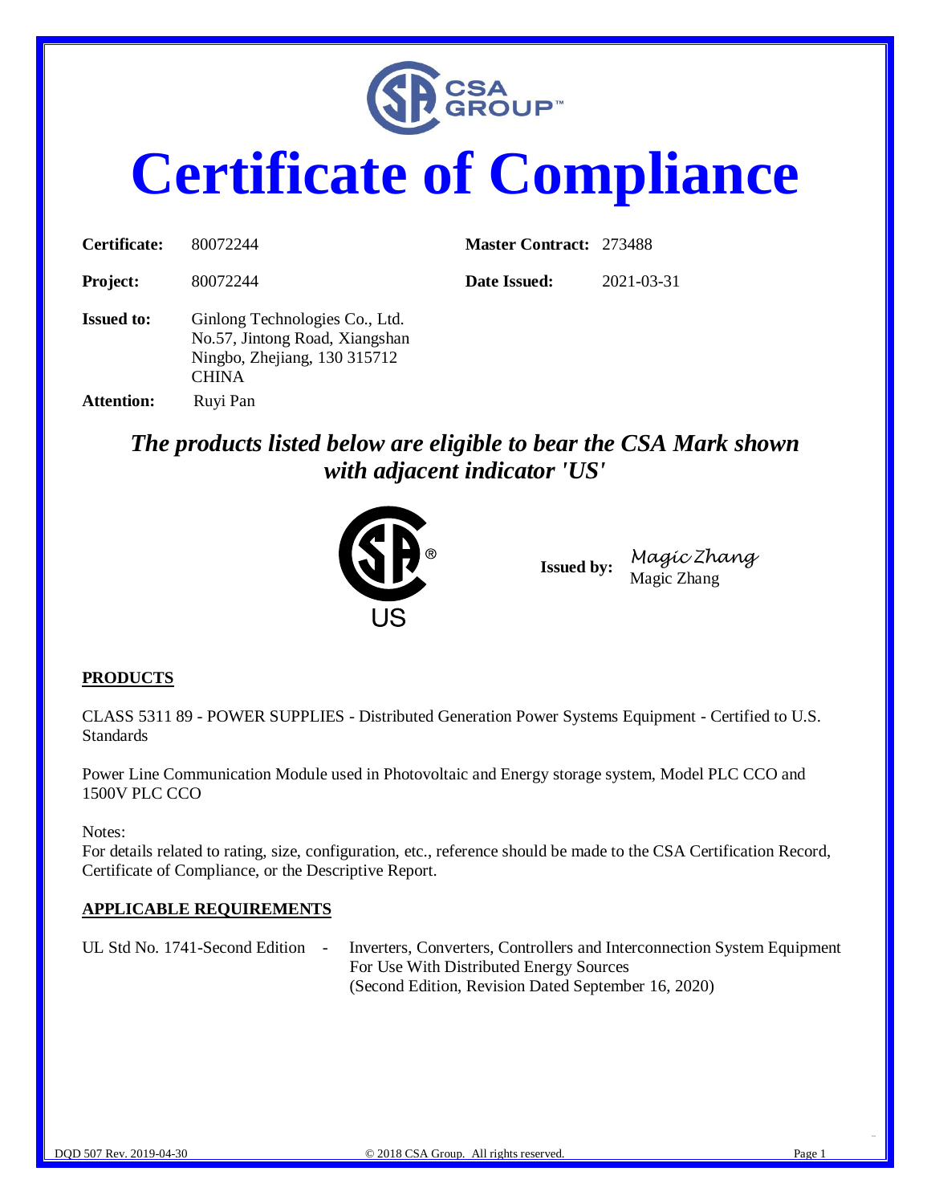CSA GROUP™

# Certificate of Compliance

| | | | |
|---|---|---|---|
| **Certificate:** | 80072244 | **Master Contract:** | 273488 |
| **Project:** | 80072244 | **Date Issued:** | 2021-03-31 |

**Issued to:** Ginlong Technologies Co., Ltd.
No.57, Jintong Road, Xiangshan
Ningbo, Zhejiang, 130 315712
CHINA

**Attention:** Ruyi Pan

***The products listed below are eligible to bear the CSA Mark shown with adjacent indicator 'US'***

US

**Issued by:** *Magic Zhang*
Magic Zhang

**PRODUCTS**

CLASS 5311 89 - POWER SUPPLIES - Distributed Generation Power Systems Equipment - Certified to U.S. Standards

Power Line Communication Module used in Photovoltaic and Energy storage system, Model PLC CCO and 1500V PLC CCO

Notes:
For details related to rating, size, configuration, etc., reference should be made to the CSA Certification Record, Certificate of Compliance, or the Descriptive Report.

**APPLICABLE REQUIREMENTS**

UL Std No. 1741-Second Edition - Inverters, Converters, Controllers and Interconnection System Equipment For Use With Distributed Energy Sources (Second Edition, Revision Dated September 16, 2020)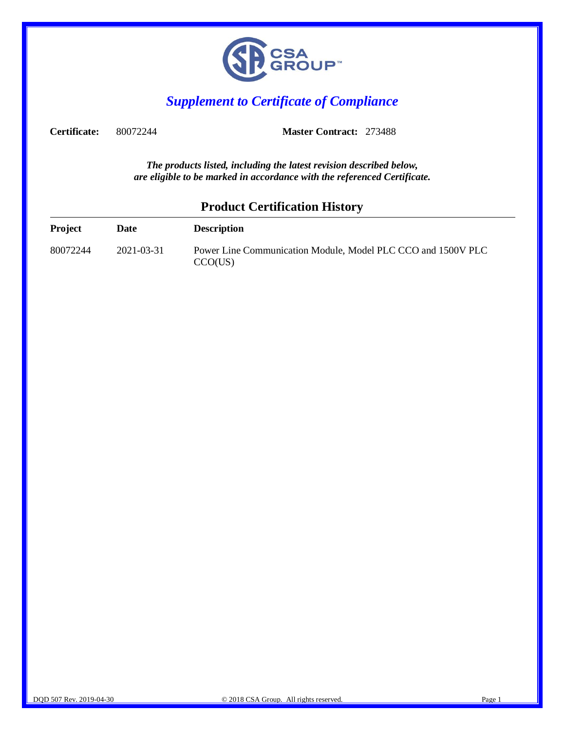CSA GROUP™

# *Supplement to Certificate of Compliance*

**Certificate:** 80072244 **Master Contract:** 273488

***The products listed, including the latest revision described below, are eligible to be marked in accordance with the referenced Certificate.***

## Product Certification History

| Project | Date | Description |
|---|---|---|
| 80072244 | 2021-03-31 | Power Line Communication Module, Model PLC CCO and 1500V PLC CCO(US) |

DQD 507 Rev. 2019-04-30 © 2018 CSA Group. All rights reserved.